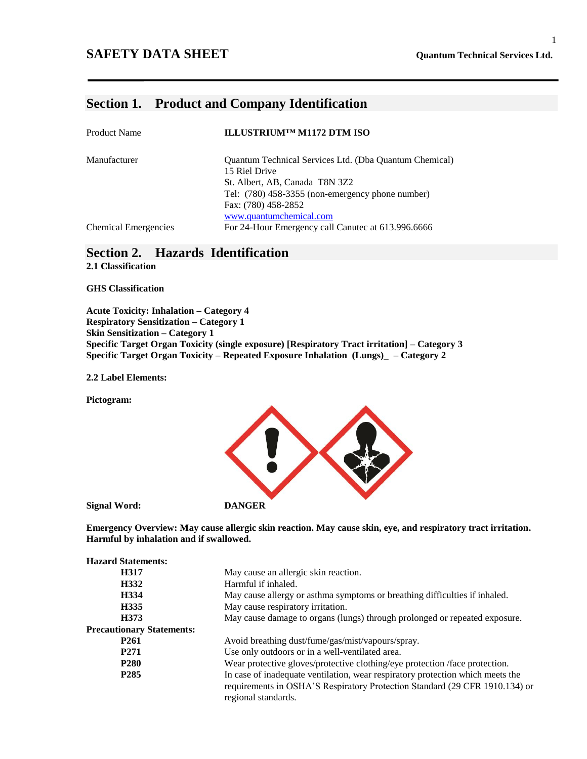# SAFETY DATA SHEET

**Quantum Technical Services Ltd.**

## Section 1. Product and Company Identification

| | |
|---|---|
| Product Name | **ILLUSTRIUM™ M1172 DTM ISO** |
| Manufacturer | Quantum Technical Services Ltd. (Dba Quantum Chemical)<br>15 Riel Drive<br>St. Albert, AB, Canada T8N 3Z2<br>Tel: (780) 458-3355 (non-emergency phone number)<br>Fax: (780) 458-2852<br>www.quantumchemical.com |
| Chemical Emergencies | For 24-Hour Emergency call Canutec at 613.996.6666 |

## Section 2. Hazards Identification

**2.1 Classification**

**GHS Classification**

**Acute Toxicity: Inhalation – Category 4**
**Respiratory Sensitization – Category 1**
**Skin Sensitization – Category 1**
**Specific Target Organ Toxicity (single exposure) [Respiratory Tract irritation] – Category 3**
**Specific Target Organ Toxicity – Repeated Exposure Inhalation (Lungs)_ – Category 2**

**2.2 Label Elements:**

**Pictogram:**

**Signal Word:** **DANGER**

**Emergency Overview: May cause allergic skin reaction. May cause skin, eye, and respiratory tract irritation. Harmful by inhalation and if swallowed.**

**Hazard Statements:**

| | |
|---|---|
| **H317** | May cause an allergic skin reaction. |
| **H332** | Harmful if inhaled. |
| **H334** | May cause allergy or asthma symptoms or breathing difficulties if inhaled. |
| **H335** | May cause respiratory irritation. |
| **H373** | May cause damage to organs (lungs) through prolonged or repeated exposure. |

**Precautionary Statements:**

| | |
|---|---|
| **P261** | Avoid breathing dust/fume/gas/mist/vapours/spray. |
| **P271** | Use only outdoors or in a well-ventilated area. |
| **P280** | Wear protective gloves/protective clothing/eye protection /face protection. |
| **P285** | In case of inadequate ventilation, wear respiratory protection which meets the requirements in OSHA'S Respiratory Protection Standard (29 CFR 1910.134) or regional standards. |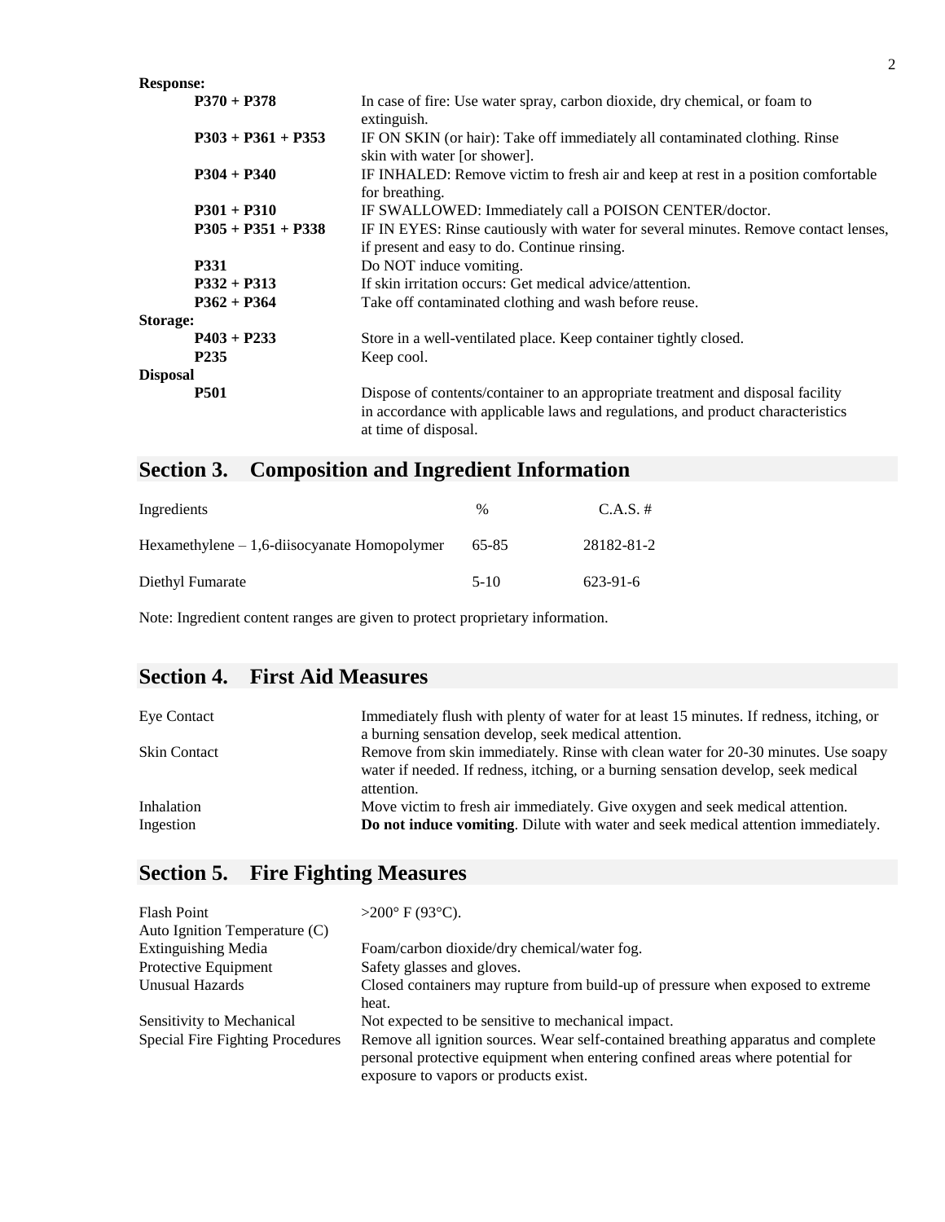**Response:**

| | |
|---|---|
| **P370 + P378** | In case of fire: Use water spray, carbon dioxide, dry chemical, or foam to extinguish. |
| **P303 + P361 + P353** | IF ON SKIN (or hair): Take off immediately all contaminated clothing. Rinse skin with water [or shower]. |
| **P304 + P340** | IF INHALED: Remove victim to fresh air and keep at rest in a position comfortable for breathing. |
| **P301 + P310** | IF SWALLOWED: Immediately call a POISON CENTER/doctor. |
| **P305 + P351 + P338** | IF IN EYES: Rinse cautiously with water for several minutes. Remove contact lenses, if present and easy to do. Continue rinsing. |
| **P331** | Do NOT induce vomiting. |
| **P332 + P313** | If skin irritation occurs: Get medical advice/attention. |
| **P362 + P364** | Take off contaminated clothing and wash before reuse. |

**Storage:**

| | |
|---|---|
| **P403 + P233** | Store in a well-ventilated place. Keep container tightly closed. |
| **P235** | Keep cool. |

**Disposal**

| | |
|---|---|
| **P501** | Dispose of contents/container to an appropriate treatment and disposal facility in accordance with applicable laws and regulations, and product characteristics at time of disposal. |

## Section 3. Composition and Ingredient Information

| Ingredients | % | C.A.S. # |
|---|---|---|
| Hexamethylene – 1,6-diisocyanate Homopolymer | 65-85 | 28182-81-2 |
| Diethyl Fumarate | 5-10 | 623-91-6 |

Note: Ingredient content ranges are given to protect proprietary information.

## Section 4. First Aid Measures

| | |
|---|---|
| Eye Contact | Immediately flush with plenty of water for at least 15 minutes. If redness, itching, or a burning sensation develop, seek medical attention. |
| Skin Contact | Remove from skin immediately. Rinse with clean water for 20-30 minutes. Use soapy water if needed. If redness, itching, or a burning sensation develop, seek medical attention. |
| Inhalation | Move victim to fresh air immediately. Give oxygen and seek medical attention. |
| Ingestion | **Do not induce vomiting**. Dilute with water and seek medical attention immediately. |

## Section 5. Fire Fighting Measures

| | |
|---|---|
| Flash Point | >200° F (93°C). |
| Auto Ignition Temperature (C) | |
| Extinguishing Media | Foam/carbon dioxide/dry chemical/water fog. |
| Protective Equipment | Safety glasses and gloves. |
| Unusual Hazards | Closed containers may rupture from build-up of pressure when exposed to extreme heat. |
| Sensitivity to Mechanical | Not expected to be sensitive to mechanical impact. |
| Special Fire Fighting Procedures | Remove all ignition sources. Wear self-contained breathing apparatus and complete personal protective equipment when entering confined areas where potential for exposure to vapors or products exist. |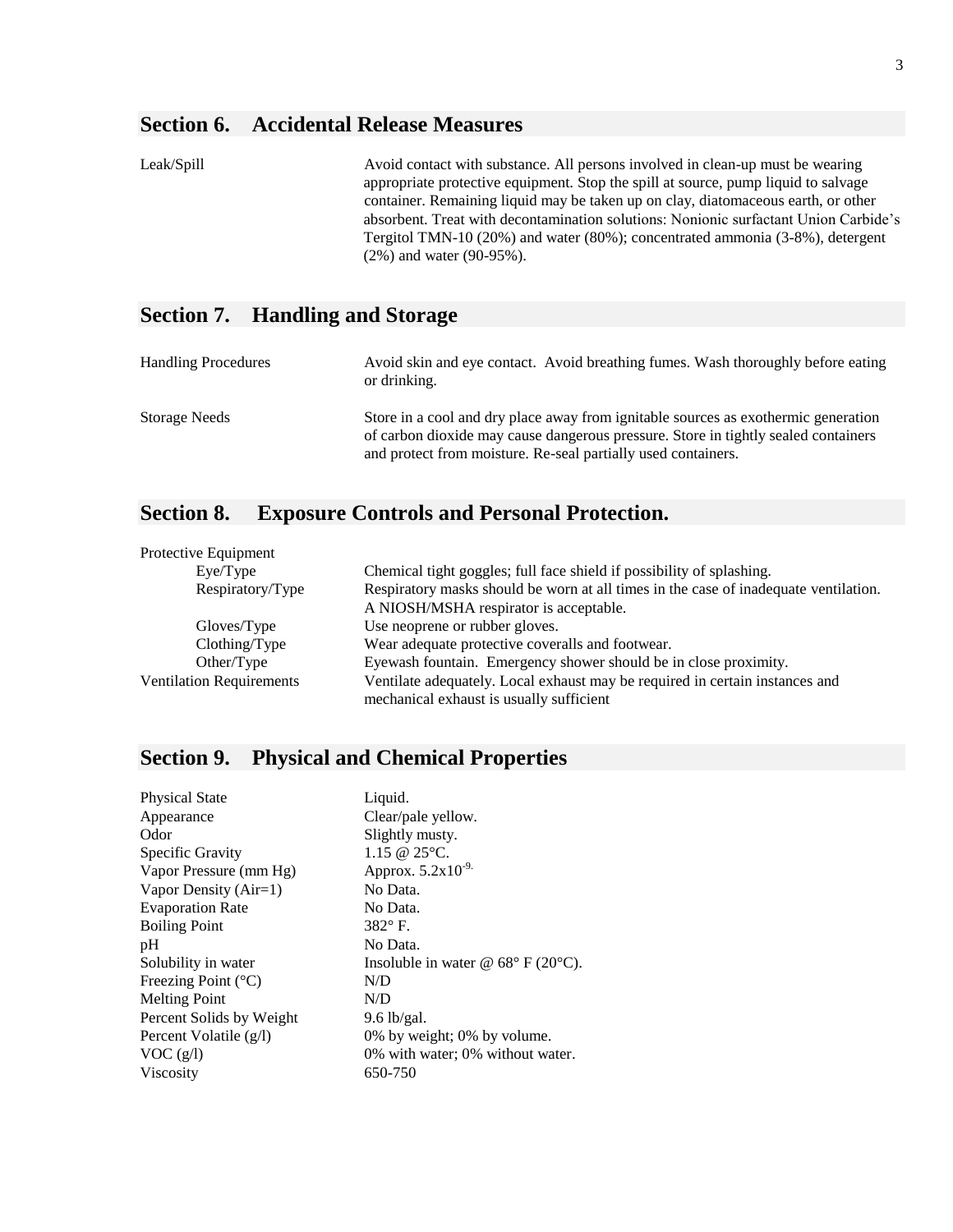## Section 6. Accidental Release Measures

| | |
|---|---|
| Leak/Spill | Avoid contact with substance. All persons involved in clean-up must be wearing appropriate protective equipment. Stop the spill at source, pump liquid to salvage container. Remaining liquid may be taken up on clay, diatomaceous earth, or other absorbent. Treat with decontamination solutions: Nonionic surfactant Union Carbide's Tergitol TMN-10 (20%) and water (80%); concentrated ammonia (3-8%), detergent (2%) and water (90-95%). |

## Section 7. Handling and Storage

| | |
|---|---|
| Handling Procedures | Avoid skin and eye contact. Avoid breathing fumes. Wash thoroughly before eating or drinking. |
| Storage Needs | Store in a cool and dry place away from ignitable sources as exothermic generation of carbon dioxide may cause dangerous pressure. Store in tightly sealed containers and protect from moisture. Re-seal partially used containers. |

## Section 8. Exposure Controls and Personal Protection.

| | |
|---|---|
| Protective Equipment | |
| Eye/Type | Chemical tight goggles; full face shield if possibility of splashing. |
| Respiratory/Type | Respiratory masks should be worn at all times in the case of inadequate ventilation. A NIOSH/MSHA respirator is acceptable. |
| Gloves/Type | Use neoprene or rubber gloves. |
| Clothing/Type | Wear adequate protective coveralls and footwear. |
| Other/Type | Eyewash fountain. Emergency shower should be in close proximity. |
| Ventilation Requirements | Ventilate adequately. Local exhaust may be required in certain instances and mechanical exhaust is usually sufficient |

## Section 9. Physical and Chemical Properties

| | |
|---|---|
| Physical State | Liquid. |
| Appearance | Clear/pale yellow. |
| Odor | Slightly musty. |
| Specific Gravity | 1.15 @ 25°C. |
| Vapor Pressure (mm Hg) | Approx. $5.2x10^{-9.}$ |
| Vapor Density (Air=1) | No Data. |
| Evaporation Rate | No Data. |
| Boiling Point | 382° F. |
| pH | No Data. |
| Solubility in water | Insoluble in water @ 68° F (20°C). |
| Freezing Point (°C) | N/D |
| Melting Point | N/D |
| Percent Solids by Weight | 9.6 lb/gal. |
| Percent Volatile (g/l) | 0% by weight; 0% by volume. |
| VOC (g/l) | 0% with water; 0% without water. |
| Viscosity | 650-750 |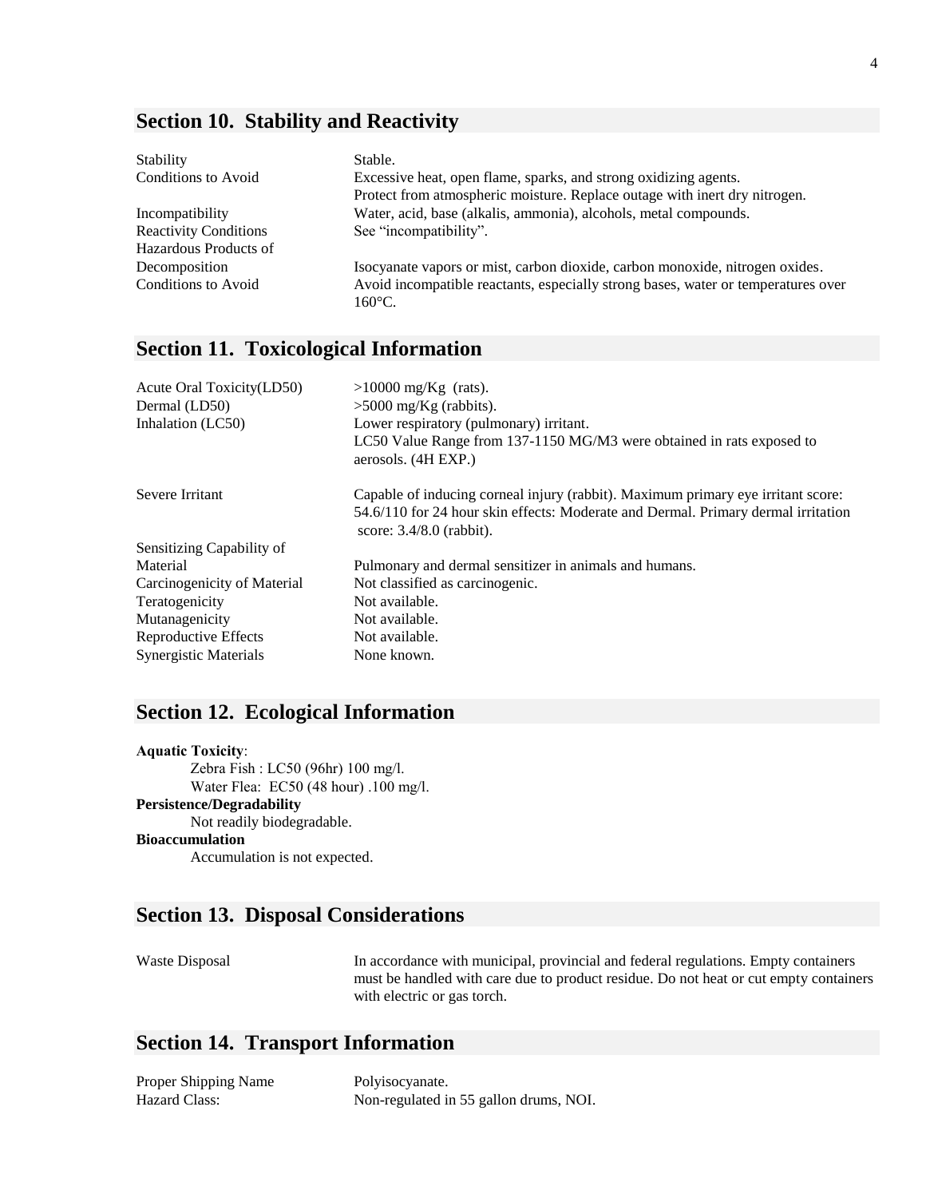## Section 10. Stability and Reactivity

| | |
|---|---|
| Stability | Stable. |
| Conditions to Avoid | Excessive heat, open flame, sparks, and strong oxidizing agents. Protect from atmospheric moisture. Replace outage with inert dry nitrogen. |
| Incompatibility | Water, acid, base (alkalis, ammonia), alcohols, metal compounds. |
| Reactivity Conditions | See "incompatibility". |
| Hazardous Products of Decomposition | Isocyanate vapors or mist, carbon dioxide, carbon monoxide, nitrogen oxides. |
| Conditions to Avoid | Avoid incompatible reactants, especially strong bases, water or temperatures over 160°C. |

## Section 11. Toxicological Information

| | |
|---|---|
| Acute Oral Toxicity(LD50) | >10000 mg/Kg (rats). |
| Dermal (LD50) | >5000 mg/Kg (rabbits). |
| Inhalation (LC50) | Lower respiratory (pulmonary) irritant. LC50 Value Range from 137-1150 MG/M3 were obtained in rats exposed to aerosols. (4H EXP.) |
| Severe Irritant | Capable of inducing corneal injury (rabbit). Maximum primary eye irritant score: 54.6/110 for 24 hour skin effects: Moderate and Dermal. Primary dermal irritation score: 3.4/8.0 (rabbit). |
| Sensitizing Capability of Material | Pulmonary and dermal sensitizer in animals and humans. |
| Carcinogenicity of Material | Not classified as carcinogenic. |
| Teratogenicity | Not available. |
| Mutanagenicity | Not available. |
| Reproductive Effects | Not available. |
| Synergistic Materials | None known. |

## Section 12. Ecological Information

**Aquatic Toxicity**:

Zebra Fish : LC50 (96hr) 100 mg/l.

Water Flea: EC50 (48 hour) .100 mg/l.

**Persistence/Degradability**

Not readily biodegradable.

**Bioaccumulation**

Accumulation is not expected.

## Section 13. Disposal Considerations

| | |
|---|---|
| Waste Disposal | In accordance with municipal, provincial and federal regulations. Empty containers must be handled with care due to product residue. Do not heat or cut empty containers with electric or gas torch. |

## Section 14. Transport Information

| | |
|---|---|
| Proper Shipping Name | Polyisocyanate. |
| Hazard Class: | Non-regulated in 55 gallon drums, NOI. |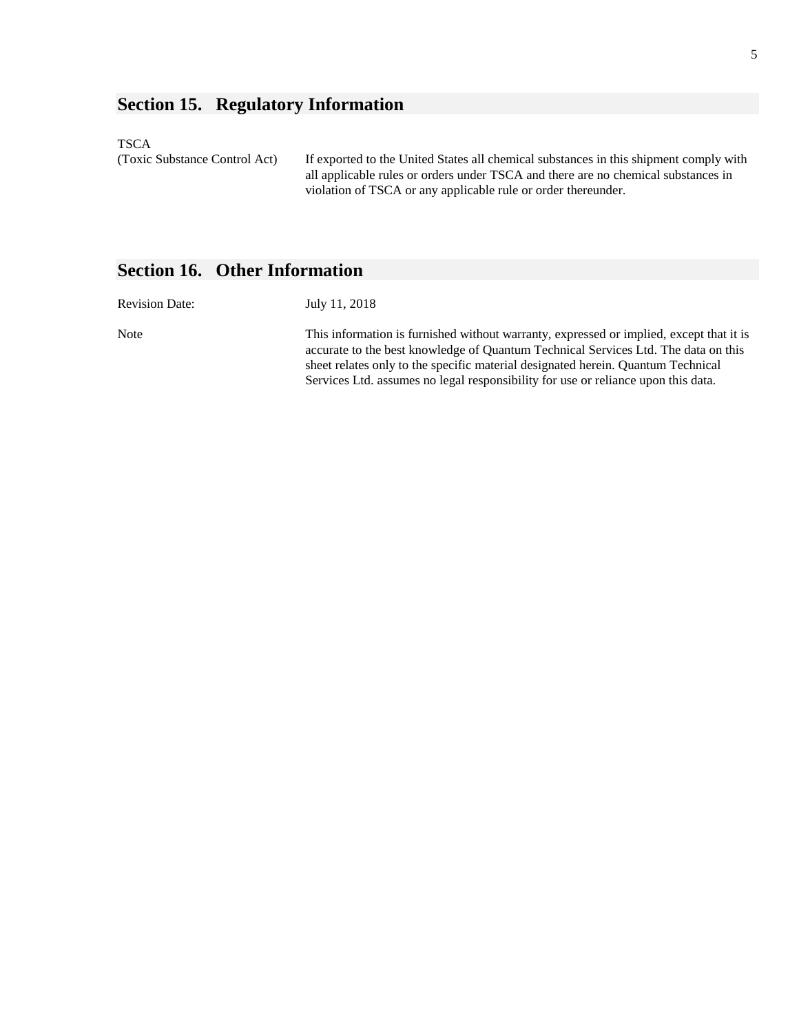## Section 15. Regulatory Information

| | |
|---|---|
| TSCA (Toxic Substance Control Act) | If exported to the United States all chemical substances in this shipment comply with all applicable rules or orders under TSCA and there are no chemical substances in violation of TSCA or any applicable rule or order thereunder. |

## Section 16. Other Information

| | |
|---|---|
| Revision Date: | July 11, 2018 |
| Note | This information is furnished without warranty, expressed or implied, except that it is accurate to the best knowledge of Quantum Technical Services Ltd. The data on this sheet relates only to the specific material designated herein. Quantum Technical Services Ltd. assumes no legal responsibility for use or reliance upon this data. |